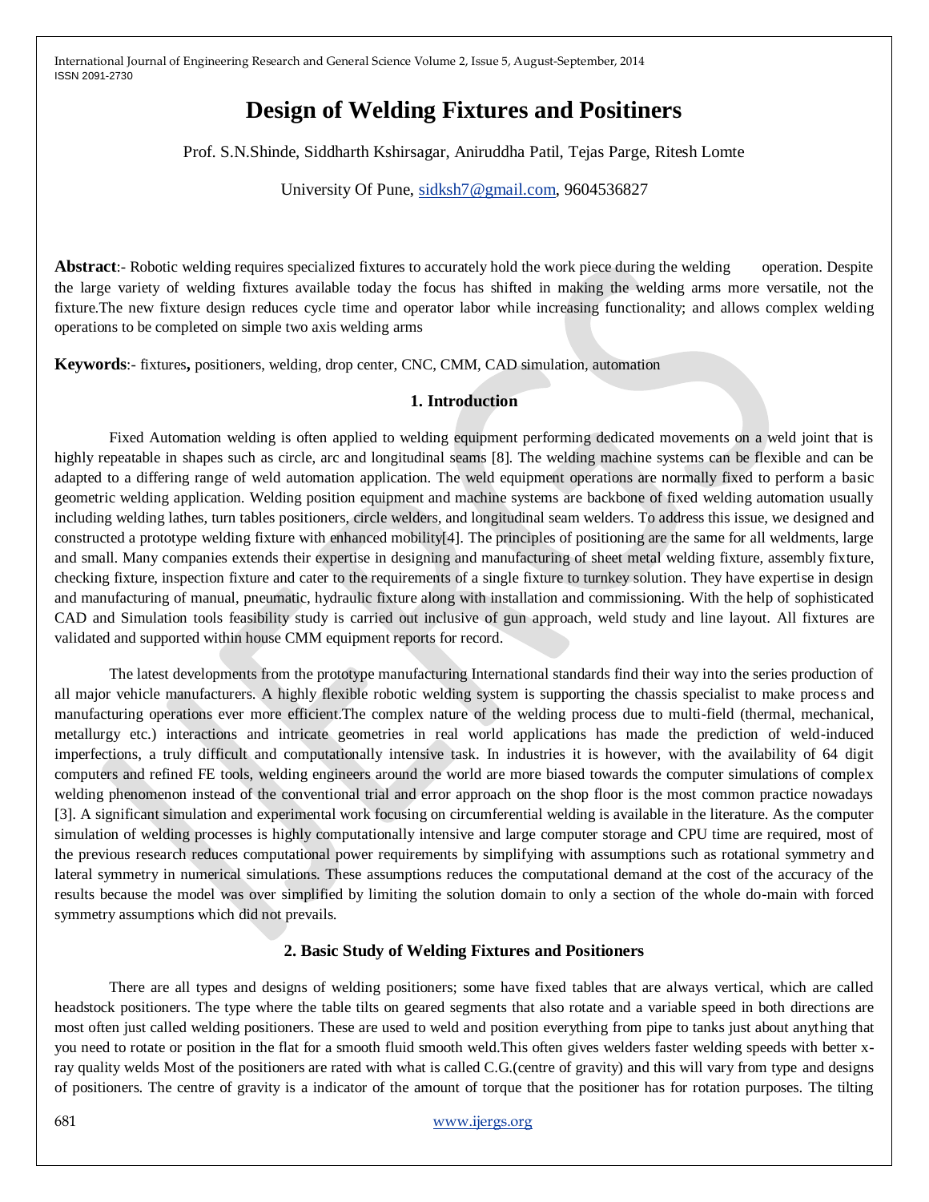# Design of Welding Fixtures and Positiners

Prof. S.N.Shinde, Siddharth Kshirsagar, Aniruddha Patil, Tejas Parge, Ritesh Lomte

University Of Pune, sidksh7@gmail.com, 9604536827

**Abstract**:- Robotic welding requires specialized fixtures to accurately hold the work piece during the welding operation. Despite the large variety of welding fixtures available today the focus has shifted in making the welding arms more versatile, not the fixture.The new fixture design reduces cycle time and operator labor while increasing functionality; and allows complex welding operations to be completed on simple two axis welding arms

**Keywords**:- fixtures**,** positioners, welding, drop center, CNC, CMM, CAD simulation, automation

## 1. Introduction

Fixed Automation welding is often applied to welding equipment performing dedicated movements on a weld joint that is highly repeatable in shapes such as circle, arc and longitudinal seams [8]. The welding machine systems can be flexible and can be adapted to a differing range of weld automation application. The weld equipment operations are normally fixed to perform a basic geometric welding application. Welding position equipment and machine systems are backbone of fixed welding automation usually including welding lathes, turn tables positioners, circle welders, and longitudinal seam welders. To address this issue, we designed and constructed a prototype welding fixture with enhanced mobility[4]. The principles of positioning are the same for all weldments, large and small. Many companies extends their expertise in designing and manufacturing of sheet metal welding fixture, assembly fixture, checking fixture, inspection fixture and cater to the requirements of a single fixture to turnkey solution. They have expertise in design and manufacturing of manual, pneumatic, hydraulic fixture along with installation and commissioning. With the help of sophisticated CAD and Simulation tools feasibility study is carried out inclusive of gun approach, weld study and line layout. All fixtures are validated and supported within house CMM equipment reports for record.

The latest developments from the prototype manufacturing International standards find their way into the series production of all major vehicle manufacturers. A highly flexible robotic welding system is supporting the chassis specialist to make process and manufacturing operations ever more efficient.The complex nature of the welding process due to multi-field (thermal, mechanical, metallurgy etc.) interactions and intricate geometries in real world applications has made the prediction of weld-induced imperfections, a truly difficult and computationally intensive task. In industries it is however, with the availability of 64 digit computers and refined FE tools, welding engineers around the world are more biased towards the computer simulations of complex welding phenomenon instead of the conventional trial and error approach on the shop floor is the most common practice nowadays [3]. A significant simulation and experimental work focusing on circumferential welding is available in the literature. As the computer simulation of welding processes is highly computationally intensive and large computer storage and CPU time are required, most of the previous research reduces computational power requirements by simplifying with assumptions such as rotational symmetry and lateral symmetry in numerical simulations. These assumptions reduces the computational demand at the cost of the accuracy of the results because the model was over simplified by limiting the solution domain to only a section of the whole do-main with forced symmetry assumptions which did not prevails.

## 2. Basic Study of Welding Fixtures and Positioners

There are all types and designs of welding positioners; some have fixed tables that are always vertical, which are called headstock positioners. The type where the table tilts on geared segments that also rotate and a variable speed in both directions are most often just called welding positioners. These are used to weld and position everything from pipe to tanks just about anything that you need to rotate or position in the flat for a smooth fluid smooth weld.This often gives welders faster welding speeds with better x-ray quality welds Most of the positioners are rated with what is called C.G.(centre of gravity) and this will vary from type and designs of positioners. The centre of gravity is a indicator of the amount of torque that the positioner has for rotation purposes. The tilting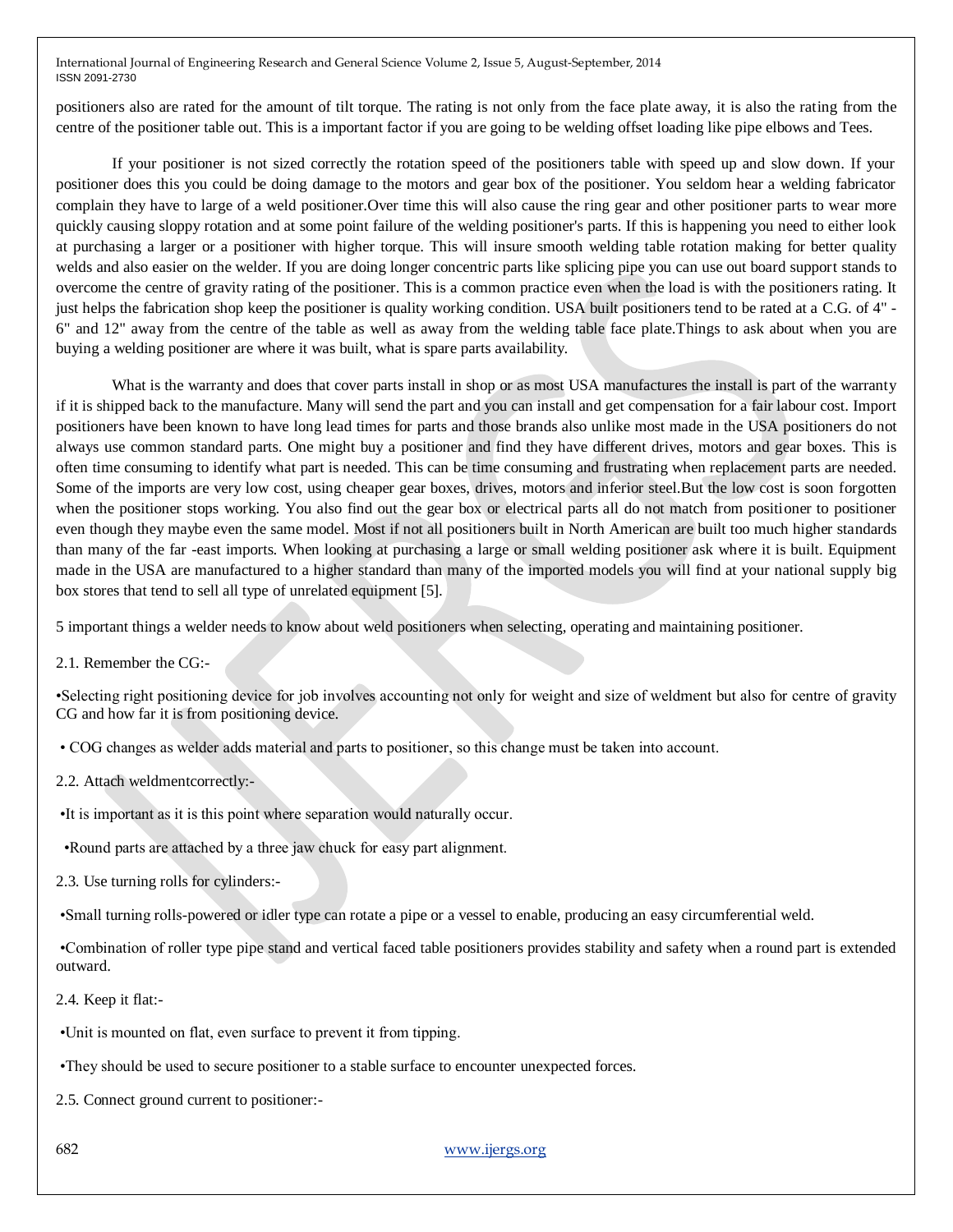positioners also are rated for the amount of tilt torque. The rating is not only from the face plate away, it is also the rating from the centre of the positioner table out. This is a important factor if you are going to be welding offset loading like pipe elbows and Tees.

If your positioner is not sized correctly the rotation speed of the positioners table with speed up and slow down. If your positioner does this you could be doing damage to the motors and gear box of the positioner. You seldom hear a welding fabricator complain they have to large of a weld positioner.Over time this will also cause the ring gear and other positioner parts to wear more quickly causing sloppy rotation and at some point failure of the welding positioner's parts. If this is happening you need to either look at purchasing a larger or a positioner with higher torque. This will insure smooth welding table rotation making for better quality welds and also easier on the welder. If you are doing longer concentric parts like splicing pipe you can use out board support stands to overcome the centre of gravity rating of the positioner. This is a common practice even when the load is with the positioners rating. It just helps the fabrication shop keep the positioner is quality working condition. USA built positioners tend to be rated at a C.G. of 4" - 6" and 12" away from the centre of the table as well as away from the welding table face plate.Things to ask about when you are buying a welding positioner are where it was built, what is spare parts availability.

What is the warranty and does that cover parts install in shop or as most USA manufactures the install is part of the warranty if it is shipped back to the manufacture. Many will send the part and you can install and get compensation for a fair labour cost. Import positioners have been known to have long lead times for parts and those brands also unlike most made in the USA positioners do not always use common standard parts. One might buy a positioner and find they have different drives, motors and gear boxes. This is often time consuming to identify what part is needed. This can be time consuming and frustrating when replacement parts are needed. Some of the imports are very low cost, using cheaper gear boxes, drives, motors and inferior steel.But the low cost is soon forgotten when the positioner stops working. You also find out the gear box or electrical parts all do not match from positioner to positioner even though they maybe even the same model. Most if not all positioners built in North American are built too much higher standards than many of the far -east imports. When looking at purchasing a large or small welding positioner ask where it is built. Equipment made in the USA are manufactured to a higher standard than many of the imported models you will find at your national supply big box stores that tend to sell all type of unrelated equipment [5].

5 important things a welder needs to know about weld positioners when selecting, operating and maintaining positioner.

2.1. Remember the CG:-

- Selecting right positioning device for job involves accounting not only for weight and size of weldment but also for centre of gravity CG and how far it is from positioning device.
- COG changes as welder adds material and parts to positioner, so this change must be taken into account.

2.2. Attach weldmentcorrectly:-

- It is important as it is this point where separation would naturally occur.
- Round parts are attached by a three jaw chuck for easy part alignment.

2.3. Use turning rolls for cylinders:-

- Small turning rolls-powered or idler type can rotate a pipe or a vessel to enable, producing an easy circumferential weld.
- Combination of roller type pipe stand and vertical faced table positioners provides stability and safety when a round part is extended outward.

2.4. Keep it flat:-

- Unit is mounted on flat, even surface to prevent it from tipping.
- They should be used to secure positioner to a stable surface to encounter unexpected forces.

2.5. Connect ground current to positioner:-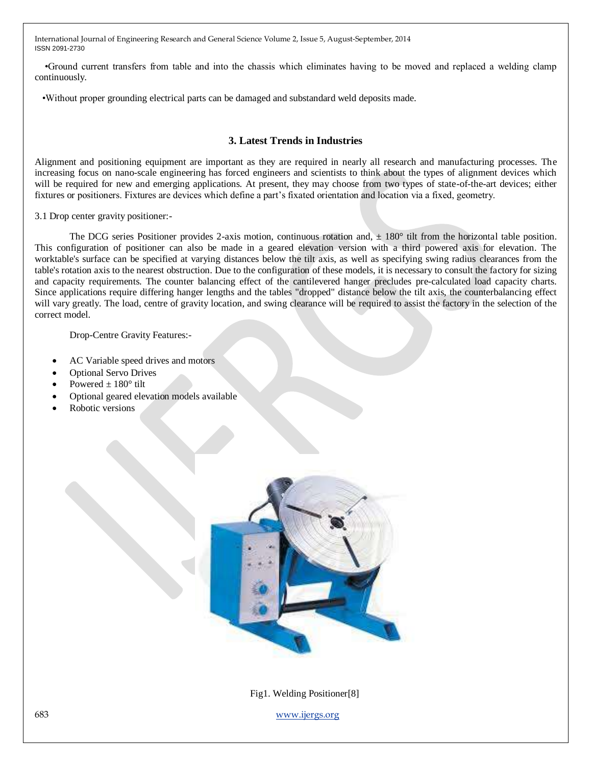•Ground current transfers from table and into the chassis which eliminates having to be moved and replaced a welding clamp continuously.

•Without proper grounding electrical parts can be damaged and substandard weld deposits made.

## 3. Latest Trends in Industries

Alignment and positioning equipment are important as they are required in nearly all research and manufacturing processes. The increasing focus on nano-scale engineering has forced engineers and scientists to think about the types of alignment devices which will be required for new and emerging applications. At present, they may choose from two types of state-of-the-art devices; either fixtures or positioners. Fixtures are devices which define a part's fixated orientation and location via a fixed, geometry.

3.1 Drop center gravity positioner:-

The DCG series Positioner provides 2-axis motion, continuous rotation and, ± 180° tilt from the horizontal table position. This configuration of positioner can also be made in a geared elevation version with a third powered axis for elevation. The worktable's surface can be specified at varying distances below the tilt axis, as well as specifying swing radius clearances from the table's rotation axis to the nearest obstruction. Due to the configuration of these models, it is necessary to consult the factory for sizing and capacity requirements. The counter balancing effect of the cantilevered hanger precludes pre-calculated load capacity charts. Since applications require differing hanger lengths and the tables "dropped" distance below the tilt axis, the counterbalancing effect will vary greatly. The load, centre of gravity location, and swing clearance will be required to assist the factory in the selection of the correct model.

Drop-Centre Gravity Features:-

- AC Variable speed drives and motors
- Optional Servo Drives
- Powered ± 180° tilt
- Optional geared elevation models available
- Robotic versions

Fig1. Welding Positioner[8]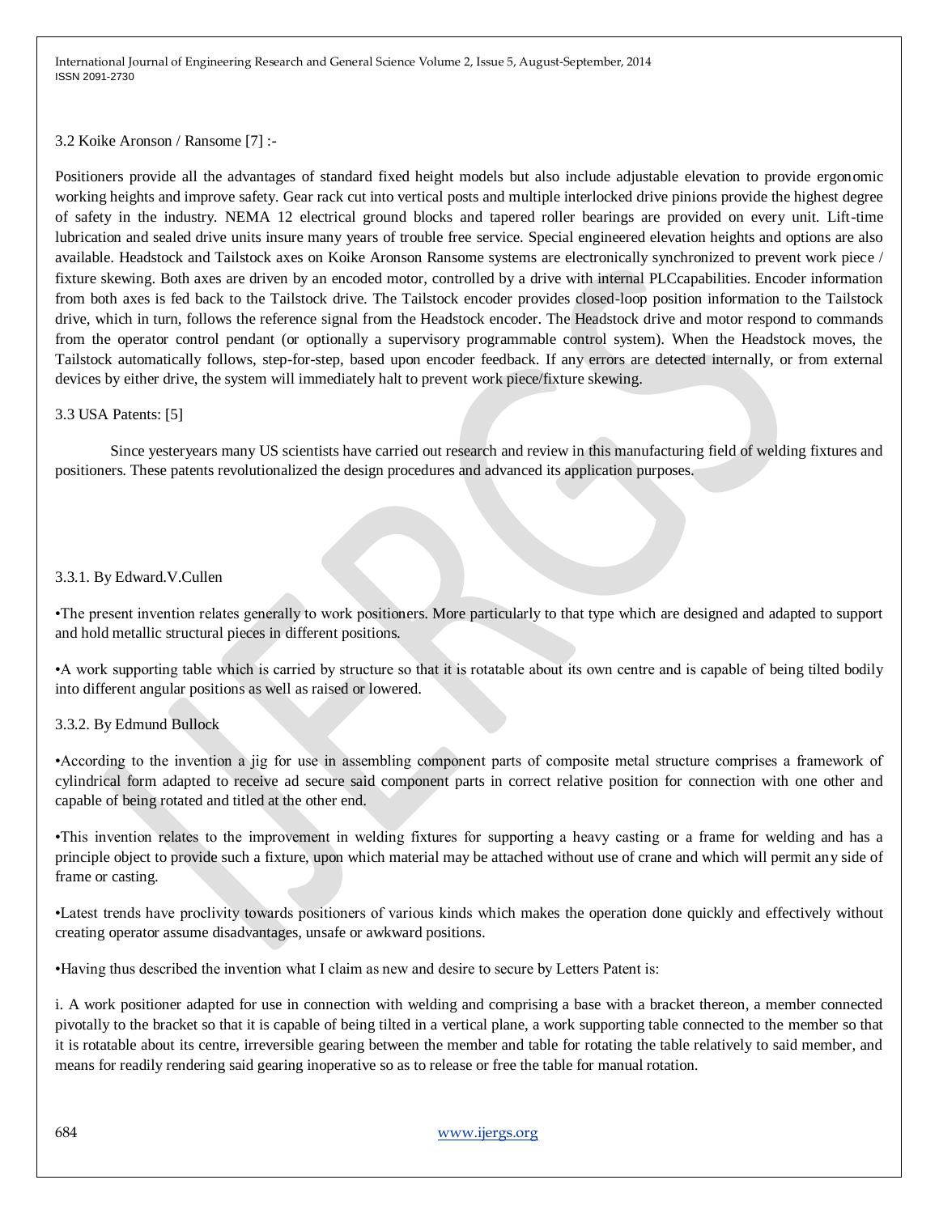### 3.2 Koike Aronson / Ransome [7] :-

Positioners provide all the advantages of standard fixed height models but also include adjustable elevation to provide ergonomic working heights and improve safety. Gear rack cut into vertical posts and multiple interlocked drive pinions provide the highest degree of safety in the industry. NEMA 12 electrical ground blocks and tapered roller bearings are provided on every unit. Lift-time lubrication and sealed drive units insure many years of trouble free service. Special engineered elevation heights and options are also available. Headstock and Tailstock axes on Koike Aronson Ransome systems are electronically synchronized to prevent work piece / fixture skewing. Both axes are driven by an encoded motor, controlled by a drive with internal PLCcapabilities. Encoder information from both axes is fed back to the Tailstock drive. The Tailstock encoder provides closed-loop position information to the Tailstock drive, which in turn, follows the reference signal from the Headstock encoder. The Headstock drive and motor respond to commands from the operator control pendant (or optionally a supervisory programmable control system). When the Headstock moves, the Tailstock automatically follows, step-for-step, based upon encoder feedback. If any errors are detected internally, or from external devices by either drive, the system will immediately halt to prevent work piece/fixture skewing.

### 3.3 USA Patents: [5]

Since yesteryears many US scientists have carried out research and review in this manufacturing field of welding fixtures and positioners. These patents revolutionalized the design procedures and advanced its application purposes.

#### 3.3.1. By Edward.V.Cullen

- The present invention relates generally to work positioners. More particularly to that type which are designed and adapted to support and hold metallic structural pieces in different positions.
- A work supporting table which is carried by structure so that it is rotatable about its own centre and is capable of being tilted bodily into different angular positions as well as raised or lowered.

#### 3.3.2. By Edmund Bullock

- According to the invention a jig for use in assembling component parts of composite metal structure comprises a framework of cylindrical form adapted to receive ad secure said component parts in correct relative position for connection with one other and capable of being rotated and titled at the other end.
- This invention relates to the improvement in welding fixtures for supporting a heavy casting or a frame for welding and has a principle object to provide such a fixture, upon which material may be attached without use of crane and which will permit any side of frame or casting.
- Latest trends have proclivity towards positioners of various kinds which makes the operation done quickly and effectively without creating operator assume disadvantages, unsafe or awkward positions.
- Having thus described the invention what I claim as new and desire to secure by Letters Patent is:

i. A work positioner adapted for use in connection with welding and comprising a base with a bracket thereon, a member connected pivotally to the bracket so that it is capable of being tilted in a vertical plane, a work supporting table connected to the member so that it is rotatable about its centre, irreversible gearing between the member and table for rotating the table relatively to said member, and means for readily rendering said gearing inoperative so as to release or free the table for manual rotation.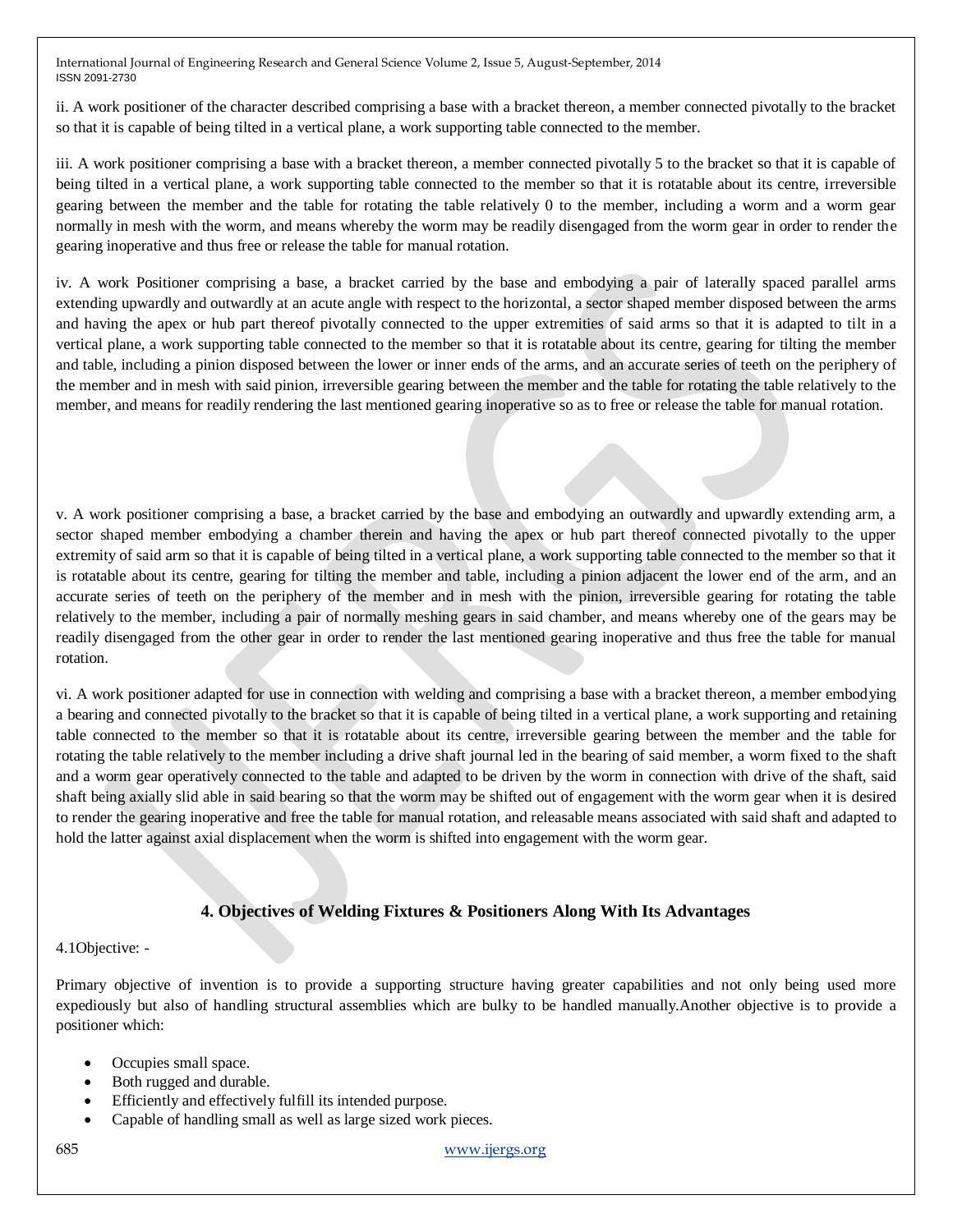ii. A work positioner of the character described comprising a base with a bracket thereon, a member connected pivotally to the bracket so that it is capable of being tilted in a vertical plane, a work supporting table connected to the member.

iii. A work positioner comprising a base with a bracket thereon, a member connected pivotally 5 to the bracket so that it is capable of being tilted in a vertical plane, a work supporting table connected to the member so that it is rotatable about its centre, irreversible gearing between the member and the table for rotating the table relatively 0 to the member, including a worm and a worm gear normally in mesh with the worm, and means whereby the worm may be readily disengaged from the worm gear in order to render the gearing inoperative and thus free or release the table for manual rotation.

iv. A work Positioner comprising a base, a bracket carried by the base and embodying a pair of laterally spaced parallel arms extending upwardly and outwardly at an acute angle with respect to the horizontal, a sector shaped member disposed between the arms and having the apex or hub part thereof pivotally connected to the upper extremities of said arms so that it is adapted to tilt in a vertical plane, a work supporting table connected to the member so that it is rotatable about its centre, gearing for tilting the member and table, including a pinion disposed between the lower or inner ends of the arms, and an accurate series of teeth on the periphery of the member and in mesh with said pinion, irreversible gearing between the member and the table for rotating the table relatively to the member, and means for readily rendering the last mentioned gearing inoperative so as to free or release the table for manual rotation.

v. A work positioner comprising a base, a bracket carried by the base and embodying an outwardly and upwardly extending arm, a sector shaped member embodying a chamber therein and having the apex or hub part thereof connected pivotally to the upper extremity of said arm so that it is capable of being tilted in a vertical plane, a work supporting table connected to the member so that it is rotatable about its centre, gearing for tilting the member and table, including a pinion adjacent the lower end of the arm, and an accurate series of teeth on the periphery of the member and in mesh with the pinion, irreversible gearing for rotating the table relatively to the member, including a pair of normally meshing gears in said chamber, and means whereby one of the gears may be readily disengaged from the other gear in order to render the last mentioned gearing inoperative and thus free the table for manual rotation.

vi. A work positioner adapted for use in connection with welding and comprising a base with a bracket thereon, a member embodying a bearing and connected pivotally to the bracket so that it is capable of being tilted in a vertical plane, a work supporting and retaining table connected to the member so that it is rotatable about its centre, irreversible gearing between the member and the table for rotating the table relatively to the member including a drive shaft journal led in the bearing of said member, a worm fixed to the shaft and a worm gear operatively connected to the table and adapted to be driven by the worm in connection with drive of the shaft, said shaft being axially slid able in said bearing so that the worm may be shifted out of engagement with the worm gear when it is desired to render the gearing inoperative and free the table for manual rotation, and releasable means associated with said shaft and adapted to hold the latter against axial displacement when the worm is shifted into engagement with the worm gear.

## 4. Objectives of Welding Fixtures & Positioners Along With Its Advantages

4.1Objective: -

Primary objective of invention is to provide a supporting structure having greater capabilities and not only being used more expediously but also of handling structural assemblies which are bulky to be handled manually.Another objective is to provide a positioner which:

- Occupies small space.
- Both rugged and durable.
- Efficiently and effectively fulfill its intended purpose.
- Capable of handling small as well as large sized work pieces.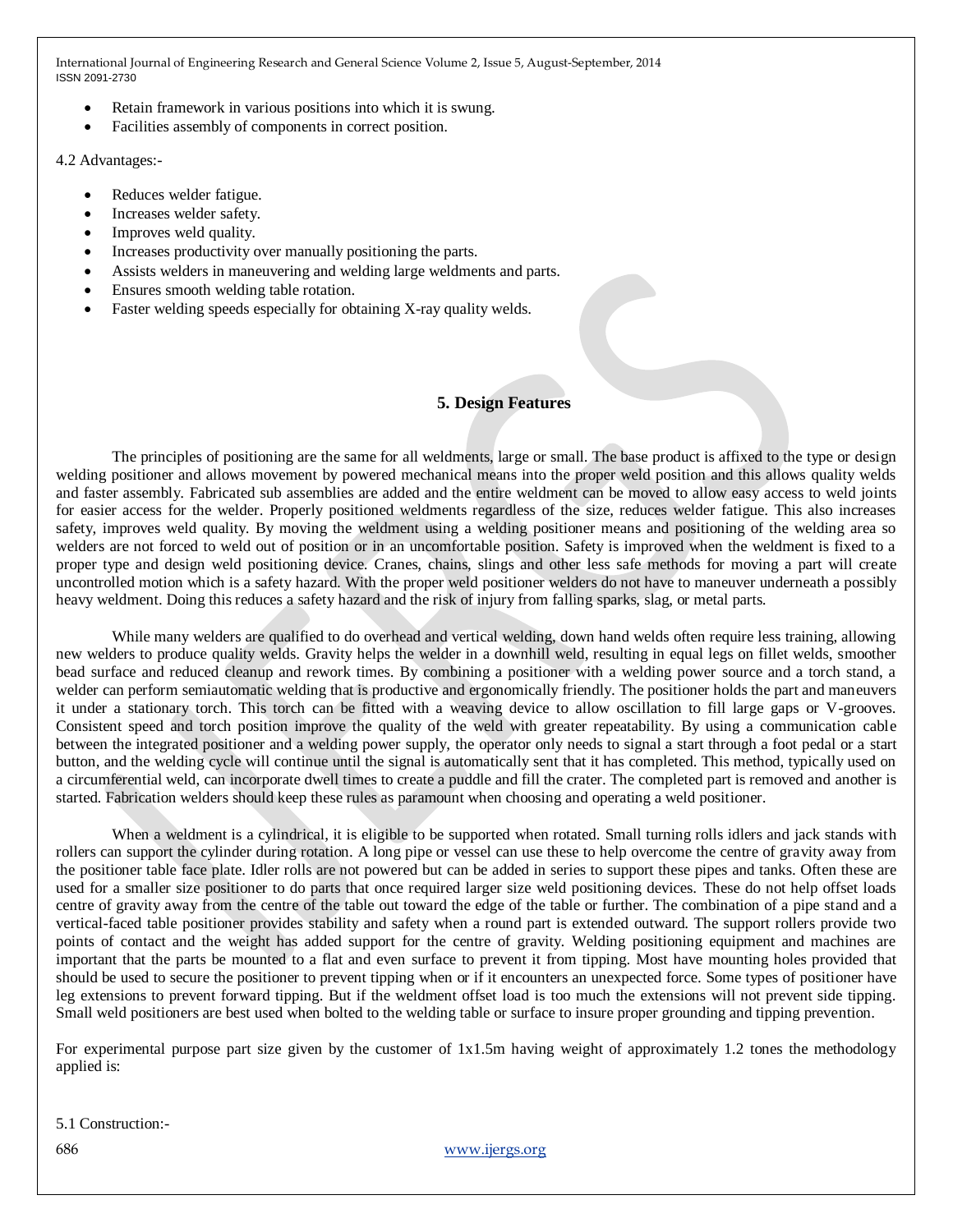- Retain framework in various positions into which it is swung.
- Facilities assembly of components in correct position.

4.2 Advantages:-

- Reduces welder fatigue.
- Increases welder safety.
- Improves weld quality.
- Increases productivity over manually positioning the parts.
- Assists welders in maneuvering and welding large weldments and parts.
- Ensures smooth welding table rotation.
- Faster welding speeds especially for obtaining X-ray quality welds.

## 5. Design Features

The principles of positioning are the same for all weldments, large or small. The base product is affixed to the type or design welding positioner and allows movement by powered mechanical means into the proper weld position and this allows quality welds and faster assembly. Fabricated sub assemblies are added and the entire weldment can be moved to allow easy access to weld joints for easier access for the welder. Properly positioned weldments regardless of the size, reduces welder fatigue. This also increases safety, improves weld quality. By moving the weldment using a welding positioner means and positioning of the welding area so welders are not forced to weld out of position or in an uncomfortable position. Safety is improved when the weldment is fixed to a proper type and design weld positioning device. Cranes, chains, slings and other less safe methods for moving a part will create uncontrolled motion which is a safety hazard. With the proper weld positioner welders do not have to maneuver underneath a possibly heavy weldment. Doing this reduces a safety hazard and the risk of injury from falling sparks, slag, or metal parts.

While many welders are qualified to do overhead and vertical welding, down hand welds often require less training, allowing new welders to produce quality welds. Gravity helps the welder in a downhill weld, resulting in equal legs on fillet welds, smoother bead surface and reduced cleanup and rework times. By combining a positioner with a welding power source and a torch stand, a welder can perform semiautomatic welding that is productive and ergonomically friendly. The positioner holds the part and maneuvers it under a stationary torch. This torch can be fitted with a weaving device to allow oscillation to fill large gaps or V-grooves. Consistent speed and torch position improve the quality of the weld with greater repeatability. By using a communication cable between the integrated positioner and a welding power supply, the operator only needs to signal a start through a foot pedal or a start button, and the welding cycle will continue until the signal is automatically sent that it has completed. This method, typically used on a circumferential weld, can incorporate dwell times to create a puddle and fill the crater. The completed part is removed and another is started. Fabrication welders should keep these rules as paramount when choosing and operating a weld positioner.

When a weldment is a cylindrical, it is eligible to be supported when rotated. Small turning rolls idlers and jack stands with rollers can support the cylinder during rotation. A long pipe or vessel can use these to help overcome the centre of gravity away from the positioner table face plate. Idler rolls are not powered but can be added in series to support these pipes and tanks. Often these are used for a smaller size positioner to do parts that once required larger size weld positioning devices. These do not help offset loads centre of gravity away from the centre of the table out toward the edge of the table or further. The combination of a pipe stand and a vertical-faced table positioner provides stability and safety when a round part is extended outward. The support rollers provide two points of contact and the weight has added support for the centre of gravity. Welding positioning equipment and machines are important that the parts be mounted to a flat and even surface to prevent it from tipping. Most have mounting holes provided that should be used to secure the positioner to prevent tipping when or if it encounters an unexpected force. Some types of positioner have leg extensions to prevent forward tipping. But if the weldment offset load is too much the extensions will not prevent side tipping. Small weld positioners are best used when bolted to the welding table or surface to insure proper grounding and tipping prevention.

For experimental purpose part size given by the customer of 1x1.5m having weight of approximately 1.2 tones the methodology applied is:

5.1 Construction:-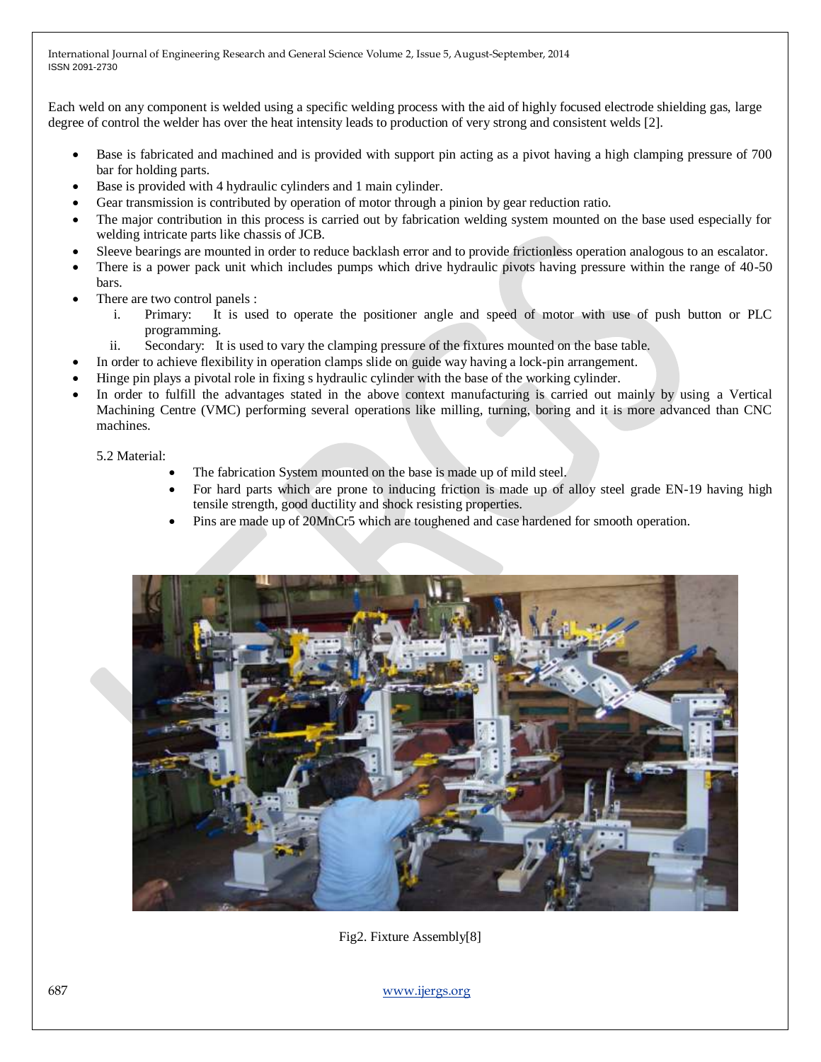Each weld on any component is welded using a specific welding process with the aid of highly focused electrode shielding gas, large degree of control the welder has over the heat intensity leads to production of very strong and consistent welds [2].

- Base is fabricated and machined and is provided with support pin acting as a pivot having a high clamping pressure of 700 bar for holding parts.
- Base is provided with 4 hydraulic cylinders and 1 main cylinder.
- Gear transmission is contributed by operation of motor through a pinion by gear reduction ratio.
- The major contribution in this process is carried out by fabrication welding system mounted on the base used especially for welding intricate parts like chassis of JCB.
- Sleeve bearings are mounted in order to reduce backlash error and to provide frictionless operation analogous to an escalator.
- There is a power pack unit which includes pumps which drive hydraulic pivots having pressure within the range of 40-50 bars.
- There are two control panels :
  1. Primary: It is used to operate the positioner angle and speed of motor with use of push button or PLC programming.
  2. Secondary: It is used to vary the clamping pressure of the fixtures mounted on the base table.
- In order to achieve flexibility in operation clamps slide on guide way having a lock-pin arrangement.
- Hinge pin plays a pivotal role in fixing s hydraulic cylinder with the base of the working cylinder.
- In order to fulfill the advantages stated in the above context manufacturing is carried out mainly by using a Vertical Machining Centre (VMC) performing several operations like milling, turning, boring and it is more advanced than CNC machines.

5.2 Material:

- The fabrication System mounted on the base is made up of mild steel.
- For hard parts which are prone to inducing friction is made up of alloy steel grade EN-19 having high tensile strength, good ductility and shock resisting properties.
- Pins are made up of 20MnCr5 which are toughened and case hardened for smooth operation.

Fig2. Fixture Assembly[8]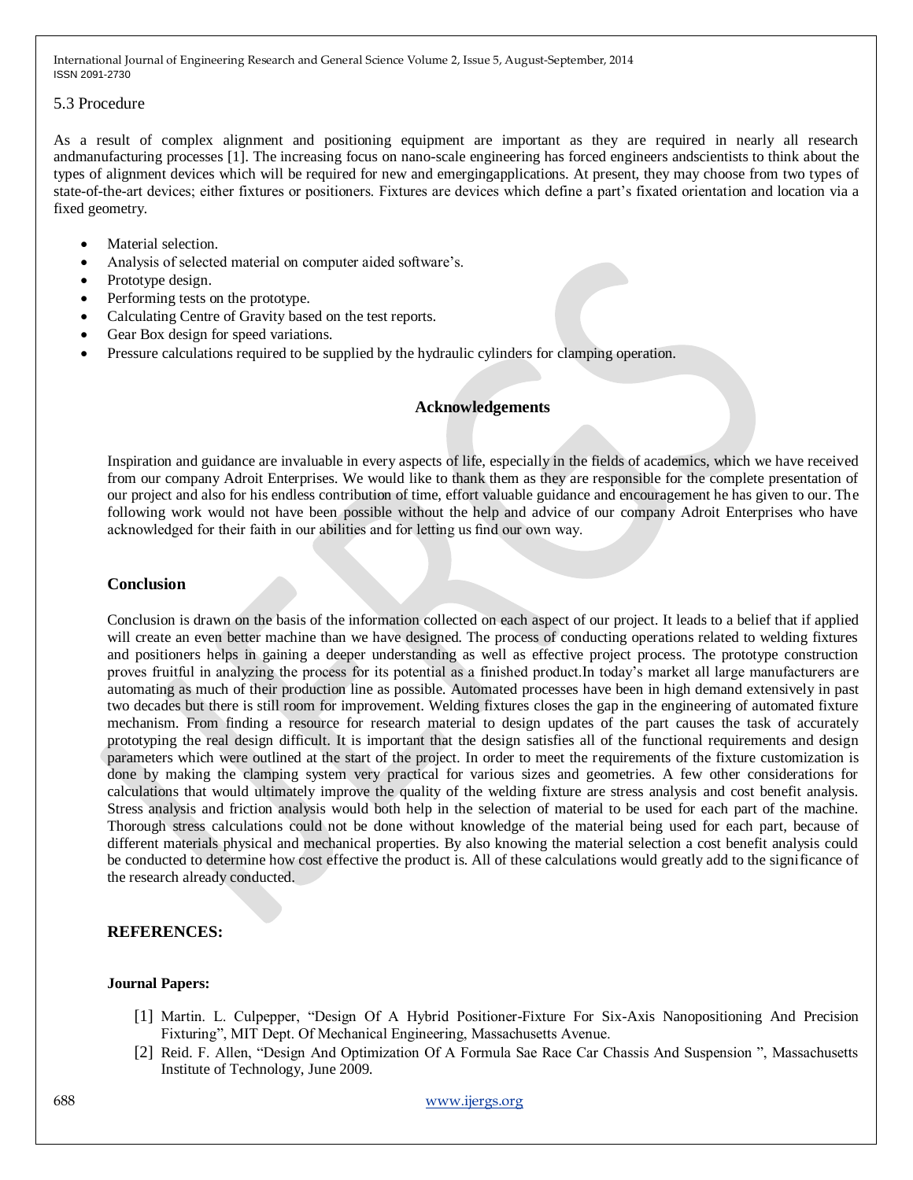### 5.3 Procedure

As a result of complex alignment and positioning equipment are important as they are required in nearly all research andmanufacturing processes [1]. The increasing focus on nano-scale engineering has forced engineers andscientists to think about the types of alignment devices which will be required for new and emergingapplications. At present, they may choose from two types of state-of-the-art devices; either fixtures or positioners. Fixtures are devices which define a part's fixated orientation and location via a fixed geometry.

- Material selection.
- Analysis of selected material on computer aided software's.
- Prototype design.
- Performing tests on the prototype.
- Calculating Centre of Gravity based on the test reports.
- Gear Box design for speed variations.
- Pressure calculations required to be supplied by the hydraulic cylinders for clamping operation.

## Acknowledgements

Inspiration and guidance are invaluable in every aspects of life, especially in the fields of academics, which we have received from our company Adroit Enterprises. We would like to thank them as they are responsible for the complete presentation of our project and also for his endless contribution of time, effort valuable guidance and encouragement he has given to our. The following work would not have been possible without the help and advice of our company Adroit Enterprises who have acknowledged for their faith in our abilities and for letting us find our own way.

## Conclusion

Conclusion is drawn on the basis of the information collected on each aspect of our project. It leads to a belief that if applied will create an even better machine than we have designed. The process of conducting operations related to welding fixtures and positioners helps in gaining a deeper understanding as well as effective project process. The prototype construction proves fruitful in analyzing the process for its potential as a finished product.In today's market all large manufacturers are automating as much of their production line as possible. Automated processes have been in high demand extensively in past two decades but there is still room for improvement. Welding fixtures closes the gap in the engineering of automated fixture mechanism. From finding a resource for research material to design updates of the part causes the task of accurately prototyping the real design difficult. It is important that the design satisfies all of the functional requirements and design parameters which were outlined at the start of the project. In order to meet the requirements of the fixture customization is done by making the clamping system very practical for various sizes and geometries. A few other considerations for calculations that would ultimately improve the quality of the welding fixture are stress analysis and cost benefit analysis. Stress analysis and friction analysis would both help in the selection of material to be used for each part of the machine. Thorough stress calculations could not be done without knowledge of the material being used for each part, because of different materials physical and mechanical properties. By also knowing the material selection a cost benefit analysis could be conducted to determine how cost effective the product is. All of these calculations would greatly add to the significance of the research already conducted.

## REFERENCES:

**Journal Papers:**

[1] Martin. L. Culpepper, "Design Of A Hybrid Positioner-Fixture For Six-Axis Nanopositioning And Precision Fixturing", MIT Dept. Of Mechanical Engineering, Massachusetts Avenue.

[2] Reid. F. Allen, "Design And Optimization Of A Formula Sae Race Car Chassis And Suspension ", Massachusetts Institute of Technology, June 2009.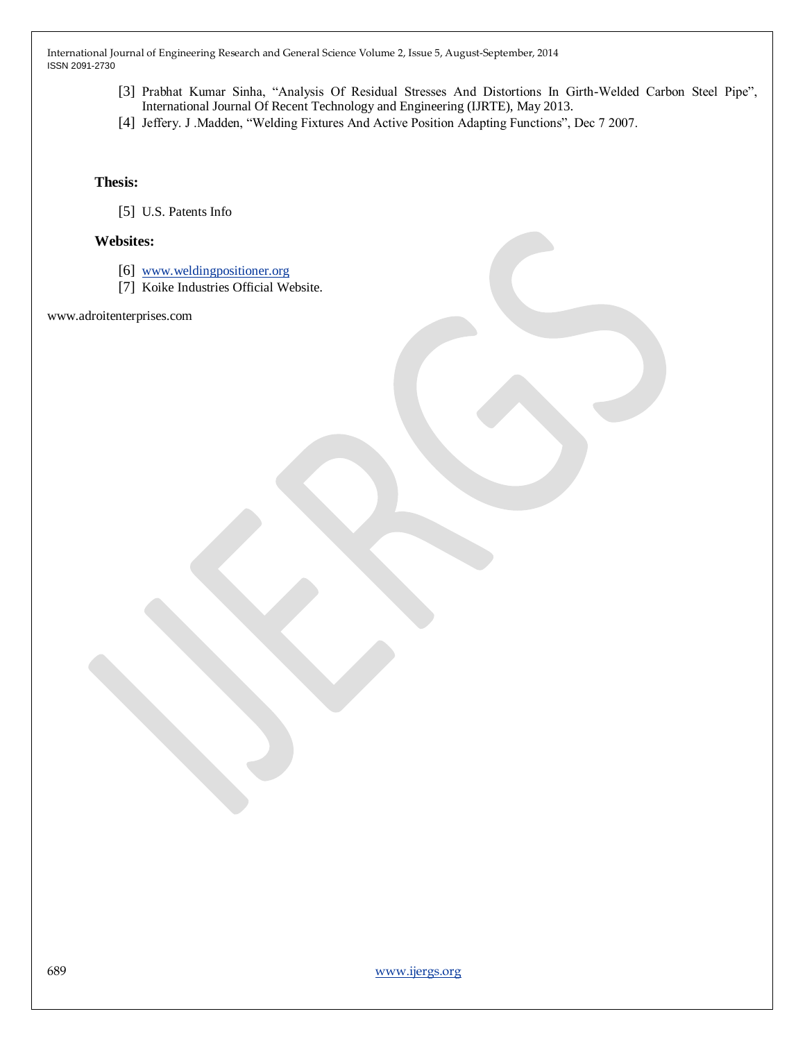[3] Prabhat Kumar Sinha, “Analysis Of Residual Stresses And Distortions In Girth-Welded Carbon Steel Pipe”, International Journal Of Recent Technology and Engineering (IJRTE), May 2013.

[4] Jeffery. J .Madden, “Welding Fixtures And Active Position Adapting Functions”, Dec 7 2007.

**Thesis:**

[5] U.S. Patents Info

**Websites:**

[6] www.weldingpositioner.org

[7] Koike Industries Official Website.

www.adroitenterprises.com